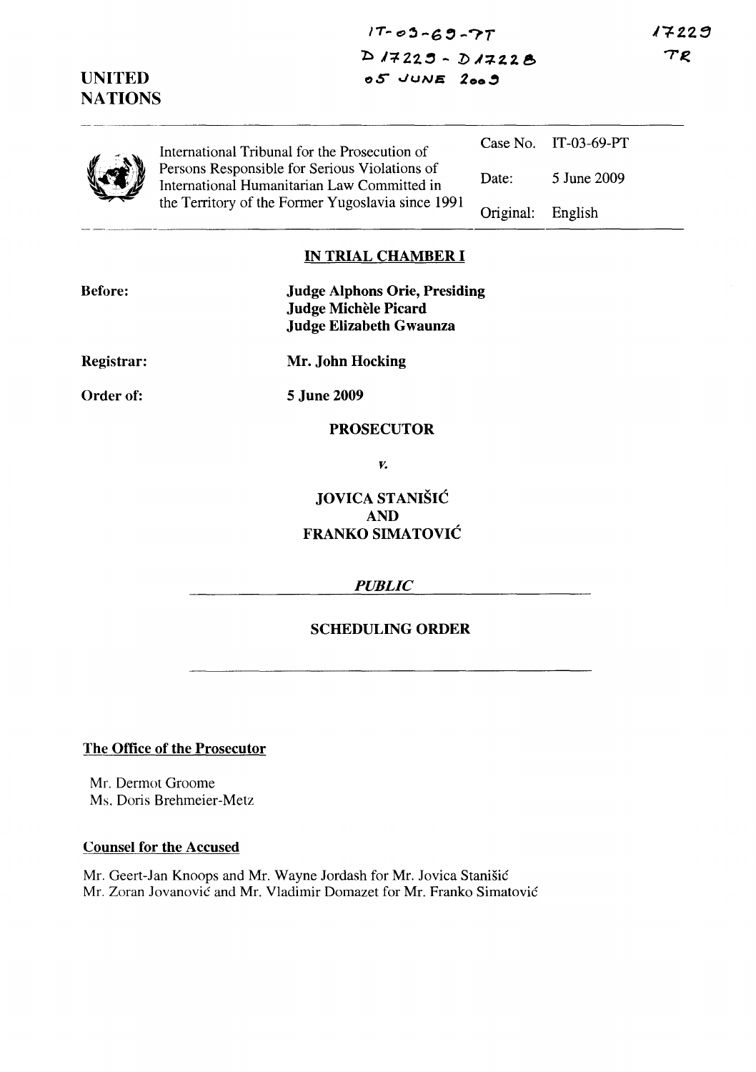IT-03-69-PT
D17229 - D17228
05 JUNE 2009

17229
TR

UNITED NATIONS

International Tribunal for the Prosecution of Persons Responsible for Serious Violations of International Humanitarian Law Committed in the Territory of the Former Yugoslavia since 1991

| | |
|---|---|
| Case No. | IT-03-69-PT |
| Date: | 5 June 2009 |
| Original: | English |

**IN TRIAL CHAMBER I**

**Before:** **Judge Alphons Orie, Presiding**
**Judge Michèle Picard**
**Judge Elizabeth Gwaunza**

**Registrar:** **Mr. John Hocking**

**Order of:** **5 June 2009**

**PROSECUTOR**

*v.*

**JOVICA STANIŠIĆ**
**AND**
**FRANKO SIMATOVIĆ**

***PUBLIC***

**SCHEDULING ORDER**

**The Office of the Prosecutor**

Mr. Dermot Groome
Ms. Doris Brehmeier-Metz

**Counsel for the Accused**

Mr. Geert-Jan Knoops and Mr. Wayne Jordash for Mr. Jovica Stanišić
Mr. Zoran Jovanović and Mr. Vladimir Domazet for Mr. Franko Simatović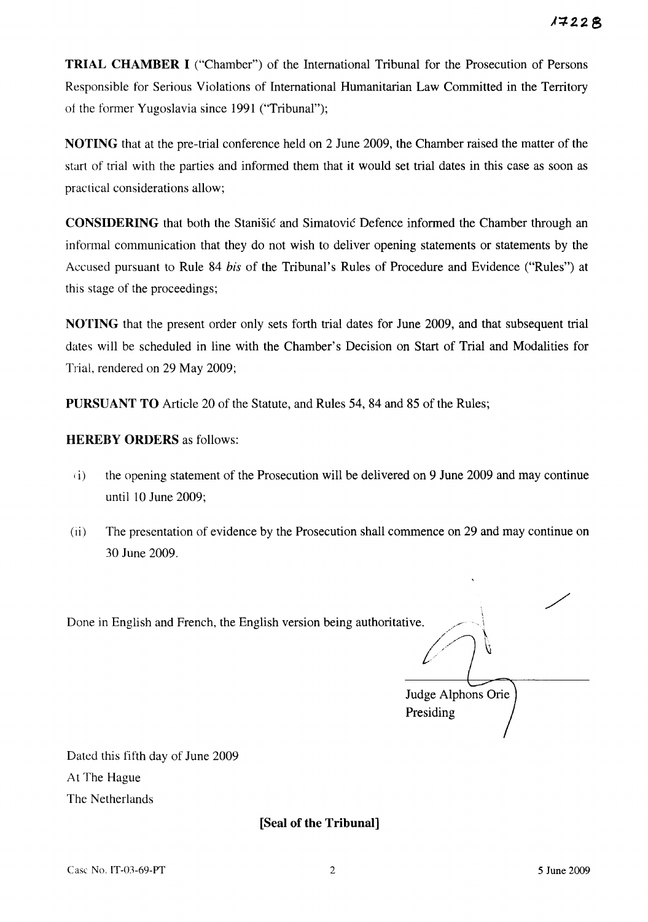**TRIAL CHAMBER I** ("Chamber") of the International Tribunal for the Prosecution of Persons Responsible for Serious Violations of International Humanitarian Law Committed in the Territory of the former Yugoslavia since 1991 ("Tribunal");

**NOTING** that at the pre-trial conference held on 2 June 2009, the Chamber raised the matter of the start of trial with the parties and informed them that it would set trial dates in this case as soon as practical considerations allow;

**CONSIDERING** that both the Stanišić and Simatović Defence informed the Chamber through an informal communication that they do not wish to deliver opening statements or statements by the Accused pursuant to Rule 84 *bis* of the Tribunal's Rules of Procedure and Evidence ("Rules") at this stage of the proceedings;

**NOTING** that the present order only sets forth trial dates for June 2009, and that subsequent trial dates will be scheduled in line with the Chamber's Decision on Start of Trial and Modalities for Trial, rendered on 29 May 2009;

**PURSUANT TO** Article 20 of the Statute, and Rules 54, 84 and 85 of the Rules;

**HEREBY ORDERS** as follows:

(i) the opening statement of the Prosecution will be delivered on 9 June 2009 and may continue until 10 June 2009;

(ii) The presentation of evidence by the Prosecution shall commence on 29 and may continue on 30 June 2009.

Done in English and French, the English version being authoritative.

Judge Alphons Orie
Presiding

Dated this fifth day of June 2009
At The Hague
The Netherlands

**[Seal of the Tribunal]**

Case No. IT-03-69-PT

5 June 2009